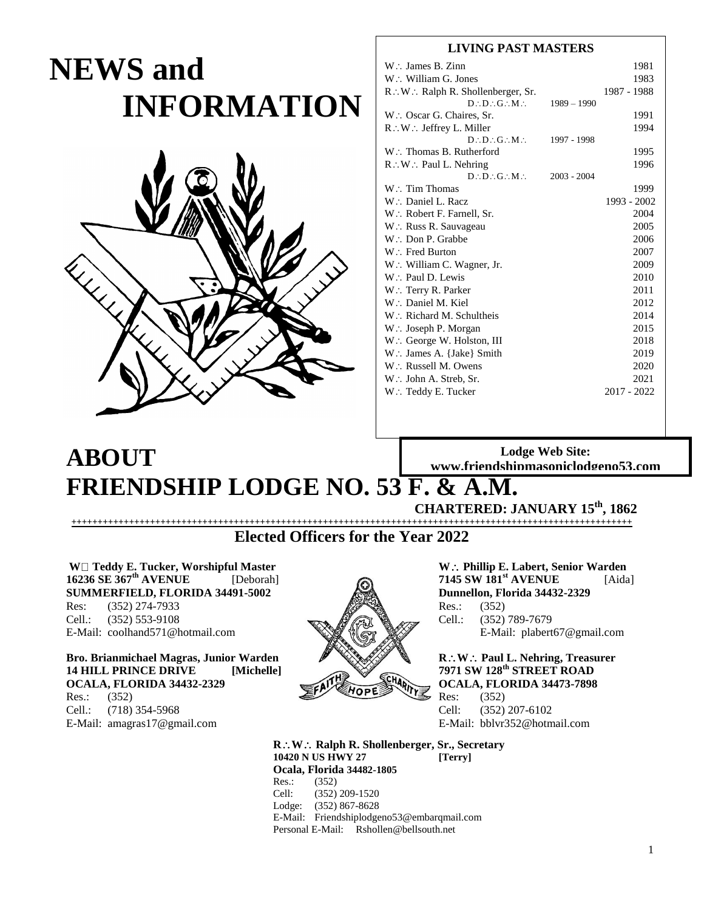# NEWS and INFORMATION

## LIVING PAST MASTERS

| | |
|---|---|
| W∴ James B. Zinn | 1981 |
| W∴ William G. Jones | 1983 |
| R∴W∴ Ralph R. Shollenberger, Sr. | 1987 - 1988 |
| D∴D∴G∴M∴ 1989 – 1990 | |
| W∴ Oscar G. Chaires, Sr. | 1991 |
| R∴W∴ Jeffrey L. Miller | 1994 |
| D∴D∴G∴M∴ 1997 - 1998 | |
| W∴ Thomas B. Rutherford | 1995 |
| R∴W∴ Paul L. Nehring | 1996 |
| D∴D∴G∴M∴ 2003 - 2004 | |
| W∴ Tim Thomas | 1999 |
| W∴ Daniel L. Racz | 1993 - 2002 |
| W∴ Robert F. Farnell, Sr. | 2004 |
| W∴ Russ R. Sauvageau | 2005 |
| W∴ Don P. Grabbe | 2006 |
| W∴ Fred Burton | 2007 |
| W∴ William C. Wagner, Jr. | 2009 |
| W∴ Paul D. Lewis | 2010 |
| W∴ Terry R. Parker | 2011 |
| W∴ Daniel M. Kiel | 2012 |
| W∴ Richard M. Schultheis | 2014 |
| W∴ Joseph P. Morgan | 2015 |
| W∴ George W. Holston, III | 2018 |
| W∴ James A. {Jake} Smith | 2019 |
| W∴ Russell M. Owens | 2020 |
| W∴ John A. Streb, Sr. | 2021 |
| W∴ Teddy E. Tucker | 2017 - 2022 |

**Lodge Web Site:**
**www.friendshipmasoniclodgeno53.com**

# ABOUT FRIENDSHIP LODGE NO. 53 F. & A.M.

**CHARTERED: JANUARY 15th, 1862**

## Elected Officers for the Year 2022

**W∴ Teddy E. Tucker, Worshipful Master**
**16236 SE 367th AVENUE** [Deborah]
**SUMMERFIELD, FLORIDA 34491-5002**
Res: (352) 274-7933
Cell.: (352) 553-9108
E-Mail: coolhand571@hotmail.com

**W∴ Phillip E. Labert, Senior Warden**
**7145 SW 181st AVENUE** [Aida]
**Dunnellon, Florida 34432-2329**
Res.: (352)
Cell.: (352) 789-7679
E-Mail: plabert67@gmail.com

**Bro. Brianmichael Magras, Junior Warden**
**14 HILL PRINCE DRIVE [Michelle]**
**OCALA, FLORIDA 34432-2329**
Res.: (352)
Cell.: (718) 354-5968
E-Mail: amagras17@gmail.com

**R∴W∴ Paul L. Nehring, Treasurer**
**7971 SW 128th STREET ROAD**
**OCALA, FLORIDA 34473-7898**
Res: (352)
Cell: (352) 207-6102
E-Mail: bblvr352@hotmail.com

**R∴W∴ Ralph R. Shollenberger, Sr., Secretary**
**10420 N US HWY 27 [Terry]**
**Ocala, Florida 34482-1805**
Res.: (352)
Cell: (352) 209-1520
Lodge: (352) 867-8628
E-Mail: Friendshiplodgeno53@embarqmail.com
Personal E-Mail: Rshollen@bellsouth.net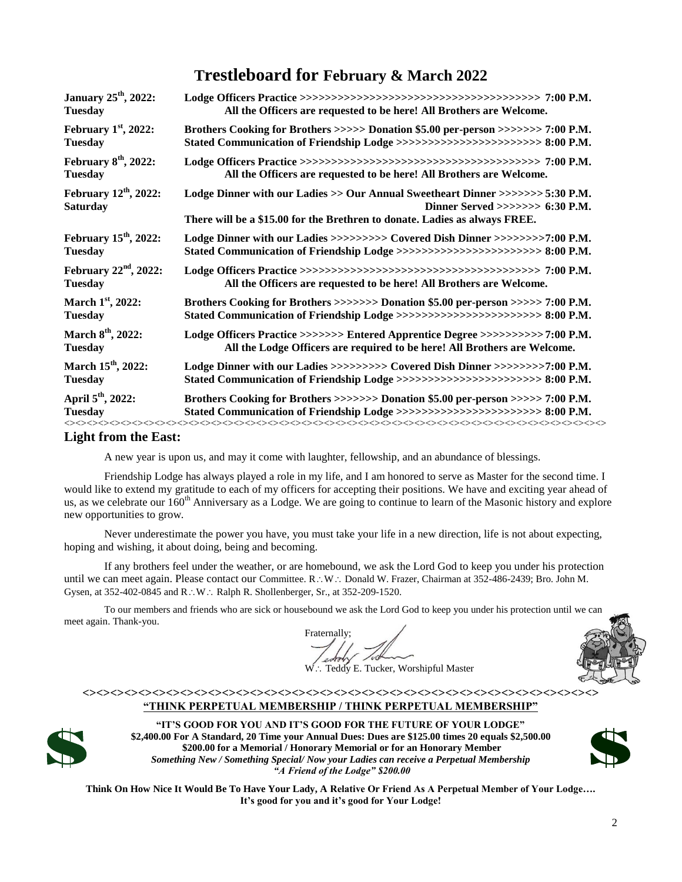# Trestleboard for February & March 2022

| | |
|---|---|
| **January 25th, 2022: Tuesday** | **Lodge Officers Practice >>>>>>>>>>>>>>>>>>>>>>>>>>>>>>>>>>>>>>>> 7:00 P.M.** **All the Officers are requested to be here! All Brothers are Welcome.** |
| **February 1st, 2022: Tuesday** | **Brothers Cooking for Brothers >>>>> Donation $5.00 per-person >>>>>>> 7:00 P.M.** **Stated Communication of Friendship Lodge >>>>>>>>>>>>>>>>>>>>>>> 8:00 P.M.** |
| **February 8th, 2022: Tuesday** | **Lodge Officers Practice >>>>>>>>>>>>>>>>>>>>>>>>>>>>>>>>>>>>>>>> 7:00 P.M.** **All the Officers are requested to be here! All Brothers are Welcome.** |
| **February 12th, 2022: Saturday** | **Lodge Dinner with our Ladies >> Our Annual Sweetheart Dinner >>>>>>> 5:30 P.M.** **Dinner Served >>>>>>> 6:30 P.M.** **There will be a $15.00 for the Brethren to donate. Ladies as always FREE.** |
| **February 15th, 2022: Tuesday** | **Lodge Dinner with our Ladies >>>>>>>>> Covered Dish Dinner >>>>>>>>7:00 P.M.** **Stated Communication of Friendship Lodge >>>>>>>>>>>>>>>>>>>>>>> 8:00 P.M.** |
| **February 22nd, 2022: Tuesday** | **Lodge Officers Practice >>>>>>>>>>>>>>>>>>>>>>>>>>>>>>>>>>>>>>>> 7:00 P.M.** **All the Officers are requested to be here! All Brothers are Welcome.** |
| **March 1st, 2022: Tuesday** | **Brothers Cooking for Brothers >>>>>>> Donation $5.00 per-person >>>>> 7:00 P.M.** **Stated Communication of Friendship Lodge >>>>>>>>>>>>>>>>>>>>>>> 8:00 P.M.** |
| **March 8th, 2022: Tuesday** | **Lodge Officers Practice >>>>>>> Entered Apprentice Degree >>>>>>>>>> 7:00 P.M.** **All the Lodge Officers are required to be here! All Brothers are Welcome.** |
| **March 15th, 2022: Tuesday** | **Lodge Dinner with our Ladies >>>>>>>>> Covered Dish Dinner >>>>>>>>7:00 P.M.** **Stated Communication of Friendship Lodge >>>>>>>>>>>>>>>>>>>>>>> 8:00 P.M.** |
| **April 5th, 2022: Tuesday** | **Brothers Cooking for Brothers >>>>>>> Donation $5.00 per-person >>>>> 7:00 P.M.** **Stated Communication of Friendship Lodge >>>>>>>>>>>>>>>>>>>>>>> 8:00 P.M.** |

<><><><><><><><><><><><><><><><><><><><><><><><><><><><><><><><><><><><><><><><><>

## Light from the East:

A new year is upon us, and may it come with laughter, fellowship, and an abundance of blessings.

Friendship Lodge has always played a role in my life, and I am honored to serve as Master for the second time. I would like to extend my gratitude to each of my officers for accepting their positions. We have and exciting year ahead of us, as we celebrate our 160th Anniversary as a Lodge. We are going to continue to learn of the Masonic history and explore new opportunities to grow.

Never underestimate the power you have, you must take your life in a new direction, life is not about expecting, hoping and wishing, it about doing, being and becoming.

If any brothers feel under the weather, or are homebound, we ask the Lord God to keep you under his protection until we can meet again. Please contact our Committee. R∴W∴ Donald W. Frazer, Chairman at 352-486-2439; Bro. John M. Gysen, at 352-402-0845 and R∴W∴ Ralph R. Shollenberger, Sr., at 352-209-1520.

To our members and friends who are sick or housebound we ask the Lord God to keep you under his protection until we can meet again. Thank-you.

Fraternally;

W∴ Teddy E. Tucker, Worshipful Master

<><><><><><><><><><><><><><><><><><><><><><><><><><><><><><><><><><><>

**"THINK PERPETUAL MEMBERSHIP / THINK PERPETUAL MEMBERSHIP"**

**"IT'S GOOD FOR YOU AND IT'S GOOD FOR THE FUTURE OF YOUR LODGE"**
**$2,400.00 For A Standard, 20 Time your Annual Dues: Dues are $125.00 times 20 equals $2,500.00**
**$200.00 for a Memorial / Honorary Memorial or for an Honorary Member**
***Something New / Something Special/ Now your Ladies can receive a Perpetual Membership***
***"A Friend of the Lodge" $200.00***

**Think On How Nice It Would Be To Have Your Lady, A Relative Or Friend As A Perpetual Member of Your Lodge….**
**It's good for you and it's good for Your Lodge!**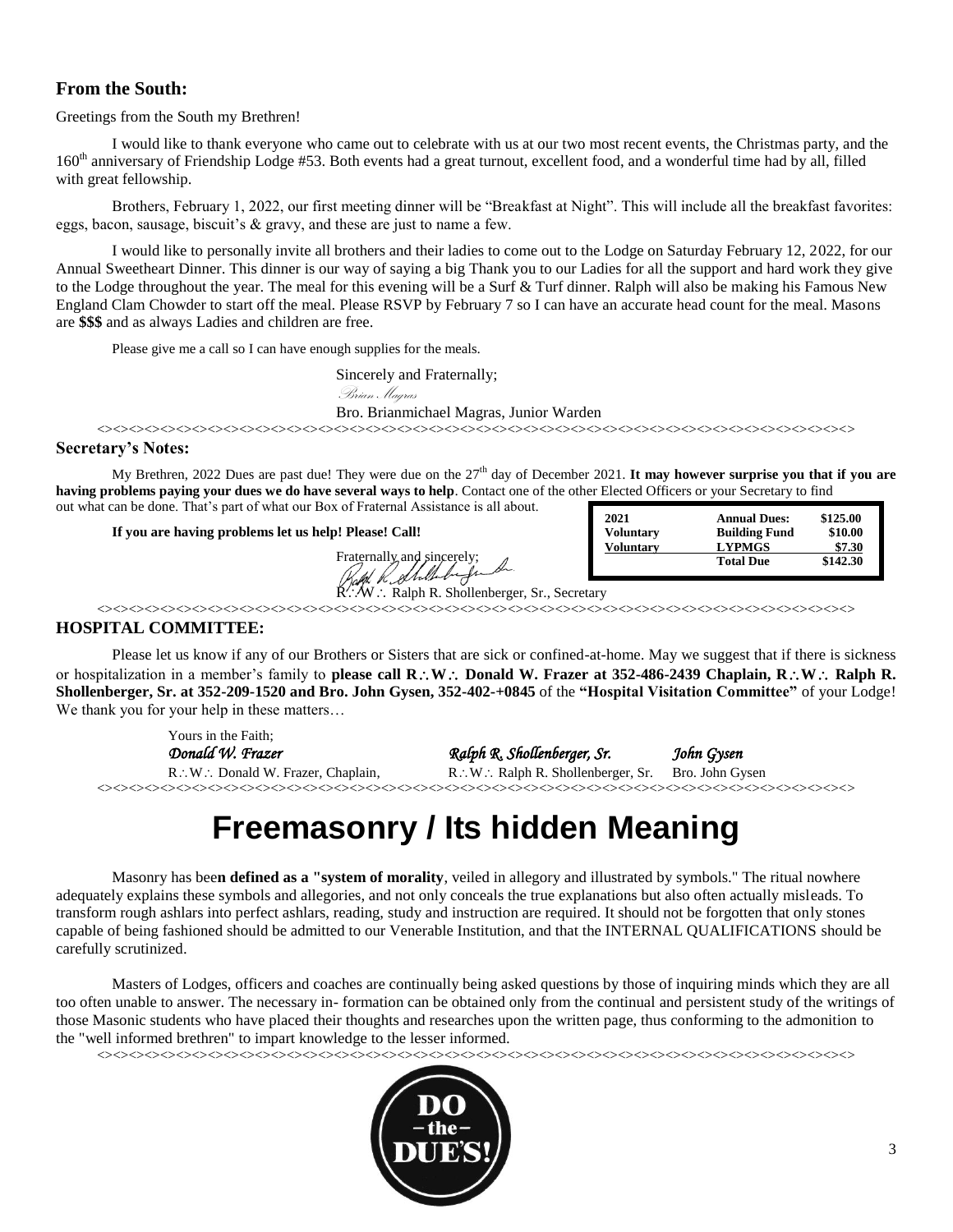## From the South:

Greetings from the South my Brethren!

I would like to thank everyone who came out to celebrate with us at our two most recent events, the Christmas party, and the 160th anniversary of Friendship Lodge #53. Both events had a great turnout, excellent food, and a wonderful time had by all, filled with great fellowship.

Brothers, February 1, 2022, our first meeting dinner will be "Breakfast at Night". This will include all the breakfast favorites: eggs, bacon, sausage, biscuit's & gravy, and these are just to name a few.

I would like to personally invite all brothers and their ladies to come out to the Lodge on Saturday February 12, 2022, for our Annual Sweetheart Dinner. This dinner is our way of saying a big Thank you to our Ladies for all the support and hard work they give to the Lodge throughout the year. The meal for this evening will be a Surf & Turf dinner. Ralph will also be making his Famous New England Clam Chowder to start off the meal. Please RSVP by February 7 so I can have an accurate head count for the meal. Masons are **$$$** and as always Ladies and children are free.

Please give me a call so I can have enough supplies for the meals.

Sincerely and Fraternally;

*Brian Magras*

Bro. Brianmichael Magras, Junior Warden

<><><><><><><><><><><><><><><><><><><><><><><><><><><><><><><><><><><><><><><><><><>

## Secretary's Notes:

My Brethren, 2022 Dues are past due! They were due on the 27th day of December 2021. **It may however surprise you that if you are having problems paying your dues we do have several ways to help**. Contact one of the other Elected Officers or your Secretary to find out what can be done. That's part of what our Box of Fraternal Assistance is all about.

**If you are having problems let us help! Please! Call!**

| 2021 | Annual Dues: | $125.00 |
|---|---|---|
| Voluntary | Building Fund | $10.00 |
| Voluntary | LYPMGS | $7.30 |
| | Total Due | $142.30 |

Fraternally and sincerely;

R∴W∴ Ralph R. Shollenberger, Sr., Secretary

<><><><><><><><><><><><><><><><><><><><><><><><><><><><><><><><><><><><><><><><><><>

## HOSPITAL COMMITTEE:

Please let us know if any of our Brothers or Sisters that are sick or confined-at-home. May we suggest that if there is sickness or hospitalization in a member's family to **please call R∴W∴ Donald W. Frazer at 352-486-2439 Chaplain, R∴W∴ Ralph R. Shollenberger, Sr. at 352-209-1520 and Bro. John Gysen, 352-402-+0845** of the **"Hospital Visitation Committee"** of your Lodge! We thank you for your help in these matters…

Yours in the Faith;

*Donald W. Frazer* — R∴W∴ Donald W. Frazer, Chaplain,
*Ralph R. Shollenberger, Sr.* — R∴W∴ Ralph R. Shollenberger, Sr.
*John Gysen* — Bro. John Gysen

<><><><><><><><><><><><><><><><><><><><><><><><><><><><><><><><><><><><><><><><><><>

# Freemasonry / Its hidden Meaning

Masonry has bee**n defined as a "system of morality**, veiled in allegory and illustrated by symbols." The ritual nowhere adequately explains these symbols and allegories, and not only conceals the true explanations but also often actually misleads. To transform rough ashlars into perfect ashlars, reading, study and instruction are required. It should not be forgotten that only stones capable of being fashioned should be admitted to our Venerable Institution, and that the INTERNAL QUALIFICATIONS should be carefully scrutinized.

Masters of Lodges, officers and coaches are continually being asked questions by those of inquiring minds which they are all too often unable to answer. The necessary in- formation can be obtained only from the continual and persistent study of the writings of those Masonic students who have placed their thoughts and researches upon the written page, thus conforming to the admonition to the "well informed brethren" to impart knowledge to the lesser informed.

<><><><><><><><><><><><><><><><><><><><><><><><><><><><><><><><><><><><><><><><><><>

DO -the- DUES!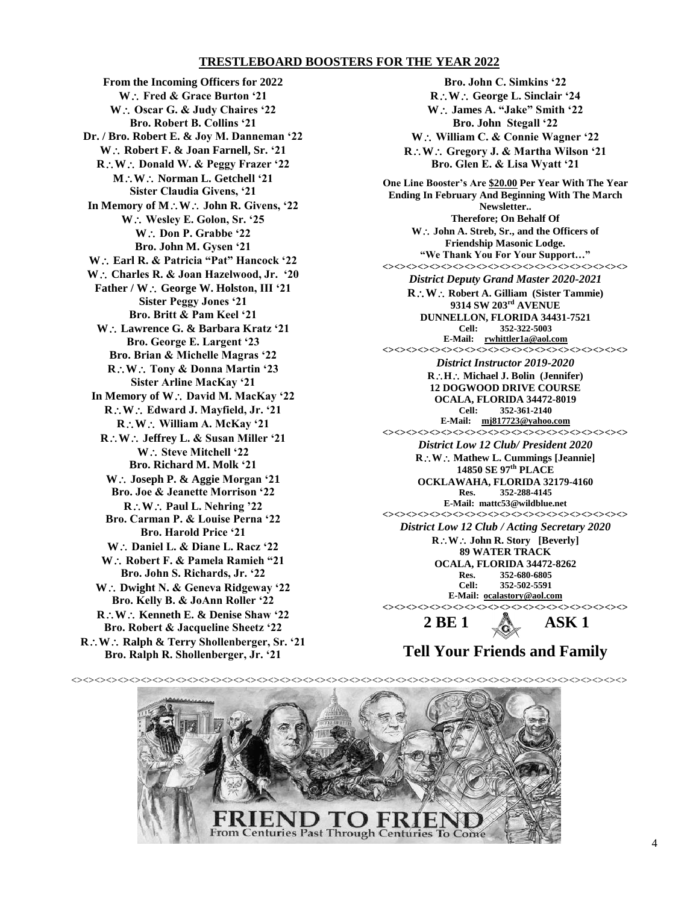## TRESTLEBOARD BOOSTERS FOR THE YEAR 2022

**From the Incoming Officers for 2022**
**W∴ Fred & Grace Burton '21**
**W∴ Oscar G. & Judy Chaires '22**
**Bro. Robert B. Collins '21**
**Dr. / Bro. Robert E. & Joy M. Danneman '22**
**W∴ Robert F. & Joan Farnell, Sr. '21**
**R∴W∴ Donald W. & Peggy Frazer '22**
**M∴W∴ Norman L. Getchell '21**
**Sister Claudia Givens, '21**
**In Memory of M∴W∴ John R. Givens, '22**
**W∴ Wesley E. Golon, Sr. '25**
**W∴ Don P. Grabbe '22**
**Bro. John M. Gysen '21**
**W∴ Earl R. & Patricia "Pat" Hancock '22**
**W∴ Charles R. & Joan Hazelwood, Jr. '20**
**Father / W∴ George W. Holston, III '21**
**Sister Peggy Jones '21**
**Bro. Britt & Pam Keel '21**
**W∴ Lawrence G. & Barbara Kratz '21**
**Bro. George E. Largent '23**
**Bro. Brian & Michelle Magras '22**
**R∴W∴ Tony & Donna Martin '23**
**Sister Arline MacKay '21**
**In Memory of W∴ David M. MacKay '22**
**R∴W∴ Edward J. Mayfield, Jr. '21**
**R∴W∴ William A. McKay '21**
**R∴W∴ Jeffrey L. & Susan Miller '21**
**W∴ Steve Mitchell '22**
**Bro. Richard M. Molk '21**
**W∴ Joseph P. & Aggie Morgan '21**
**Bro. Joe & Jeanette Morrison '22**
**R∴W∴ Paul L. Nehring '22**
**Bro. Carman P. & Louise Perna '22**
**Bro. Harold Price '21**
**W∴ Daniel L. & Diane L. Racz '22**
**W∴ Robert F. & Pamela Ramieh "21**
**Bro. John S. Richards, Jr. '22**
**W∴ Dwight N. & Geneva Ridgeway '22**
**Bro. Kelly B. & JoAnn Roller '22**
**R∴W∴ Kenneth E. & Denise Shaw '22**
**Bro. Robert & Jacqueline Sheetz '22**
**R∴W∴ Ralph & Terry Shollenberger, Sr. '21**
**Bro. Ralph R. Shollenberger, Jr. '21**
**Bro. John C. Simkins '22**
**R∴W∴ George L. Sinclair '24**
**W∴ James A. "Jake" Smith '22**
**Bro. John Stegall '22**
**W∴ William C. & Connie Wagner '22**
**R∴W∴ Gregory J. & Martha Wilson '21**
**Bro. Glen E. & Lisa Wyatt '21**

**One Line Booster's Are $20.00 Per Year With The Year Ending In February And Beginning With The March Newsletter..**
**Therefore; On Behalf Of**
**W∴ John A. Streb, Sr., and the Officers of Friendship Masonic Lodge.**
**"We Thank You For Your Support…"**

<><><><><><><><><><><><><><><><><><><><>

***District Deputy Grand Master 2020-2021***
**R∴W∴ Robert A. Gilliam (Sister Tammie)**
**9314 SW 203rd AVENUE**
**DUNNELLON, FLORIDA 34431-7521**
**Cell: 352-322-5003**
**E-Mail: rwhittler1a@aol.com**

<><><><><><><><><><><><><><><><><><><><>

***District Instructor 2019-2020***
**R∴H∴ Michael J. Bolin (Jennifer)**
**12 DOGWOOD DRIVE COURSE**
**OCALA, FLORIDA 34472-8019**
**Cell: 352-361-2140**
**E-Mail: mj817723@yahoo.com**

<><><><><><><><><><><><><><><><><><><><>

***District Low 12 Club/ President 2020***
**R∴W∴ Mathew L. Cummings [Jeannie]**
**14850 SE 97th PLACE**
**OCKLAWAHA, FLORIDA 32179-4160**
**Res. 352-288-4145**
**E-Mail: mattc53@wildblue.net**

<><><><><><><><><><><><><><><><><><><><>

***District Low 12 Club / Acting Secretary 2020***
**R∴W∴ John R. Story [Beverly]**
**89 WATER TRACK**
**OCALA, FLORIDA 34472-8262**
**Res. 352-680-6805**
**Cell: 352-502-5591**
**E-Mail: ocalastory@aol.com**

<><><><><><><><><><><><><><><><><><><><>

**2 BE 1 ASK 1**

## Tell Your Friends and Family

<><><><><><><><><><><><><><><><><><><><><><><><><><><><><><><><><><><><><><><><>

FRIEND TO FRIEND
From Centuries Past Through Centuries To Come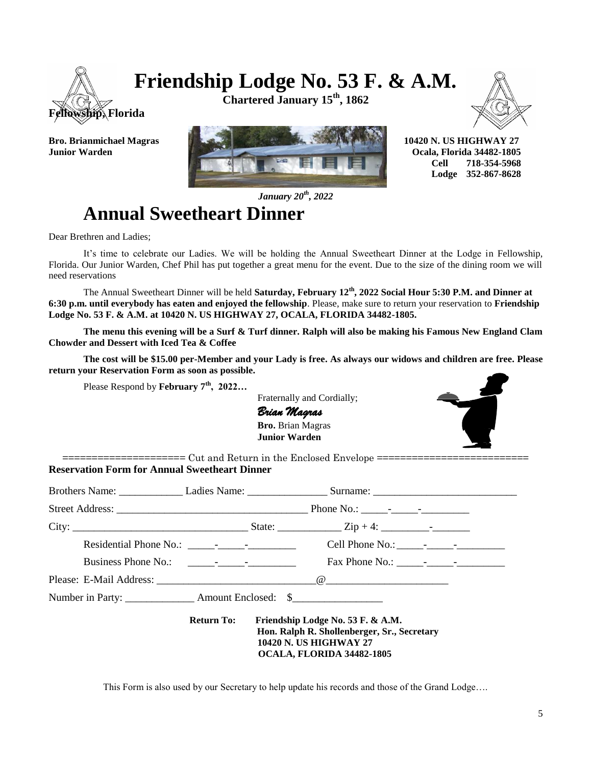# Friendship Lodge No. 53 F. & A.M.

**Chartered January 15th, 1862**

**Fellowship, Florida**

**Bro. Brianmichael Magras**
**Junior Warden**

**10420 N. US HIGHWAY 27**
**Ocala, Florida 34482-1805**
**Cell 718-354-5968**
**Lodge 352-867-8628**

*January 20th, 2022*

# Annual Sweetheart Dinner

Dear Brethren and Ladies;

It's time to celebrate our Ladies. We will be holding the Annual Sweetheart Dinner at the Lodge in Fellowship, Florida. Our Junior Warden, Chef Phil has put together a great menu for the event. Due to the size of the dining room we will need reservations

The Annual Sweetheart Dinner will be held **Saturday, February 12th, 2022 Social Hour 5:30 P.M. and Dinner at 6:30 p.m. until everybody has eaten and enjoyed the fellowship**. Please, make sure to return your reservation to **Friendship Lodge No. 53 F. & A.M. at 10420 N. US HIGHWAY 27, OCALA, FLORIDA 34482-1805.**

**The menu this evening will be a Surf & Turf dinner. Ralph will also be making his Famous New England Clam Chowder and Dessert with Iced Tea & Coffee**

**The cost will be $15.00 per-Member and your Lady is free. As always our widows and children are free. Please return your Reservation Form as soon as possible.**

Please Respond by **February 7th, 2022…**

Fraternally and Cordially;

*Brian Magras*

**Bro.** Brian Magras
**Junior Warden**

==================== Cut and Return in the Enclosed Envelope ========================

**Reservation Form for Annual Sweetheart Dinner**

Brothers Name: ____________ Ladies Name: _______________ Surname: ___________________________

Street Address: ____________________________________ Phone No.: _____-_____-_________

City: _________________________________ State: ____________ Zip + 4: _________-_______

Residential Phone No.: _____-_____-_________ Cell Phone No.: _____-_____-_________

Business Phone No.: _____-_____-_________ Fax Phone No.: _____-_____-_________

Please: E-Mail Address: ______________________________@_______________________

Number in Party: _____________ Amount Enclosed: $_________________

**Return To:** **Friendship Lodge No. 53 F. & A.M.**
**Hon. Ralph R. Shollenberger, Sr., Secretary**
**10420 N. US HIGHWAY 27**
**OCALA, FLORIDA 34482-1805**

This Form is also used by our Secretary to help update his records and those of the Grand Lodge….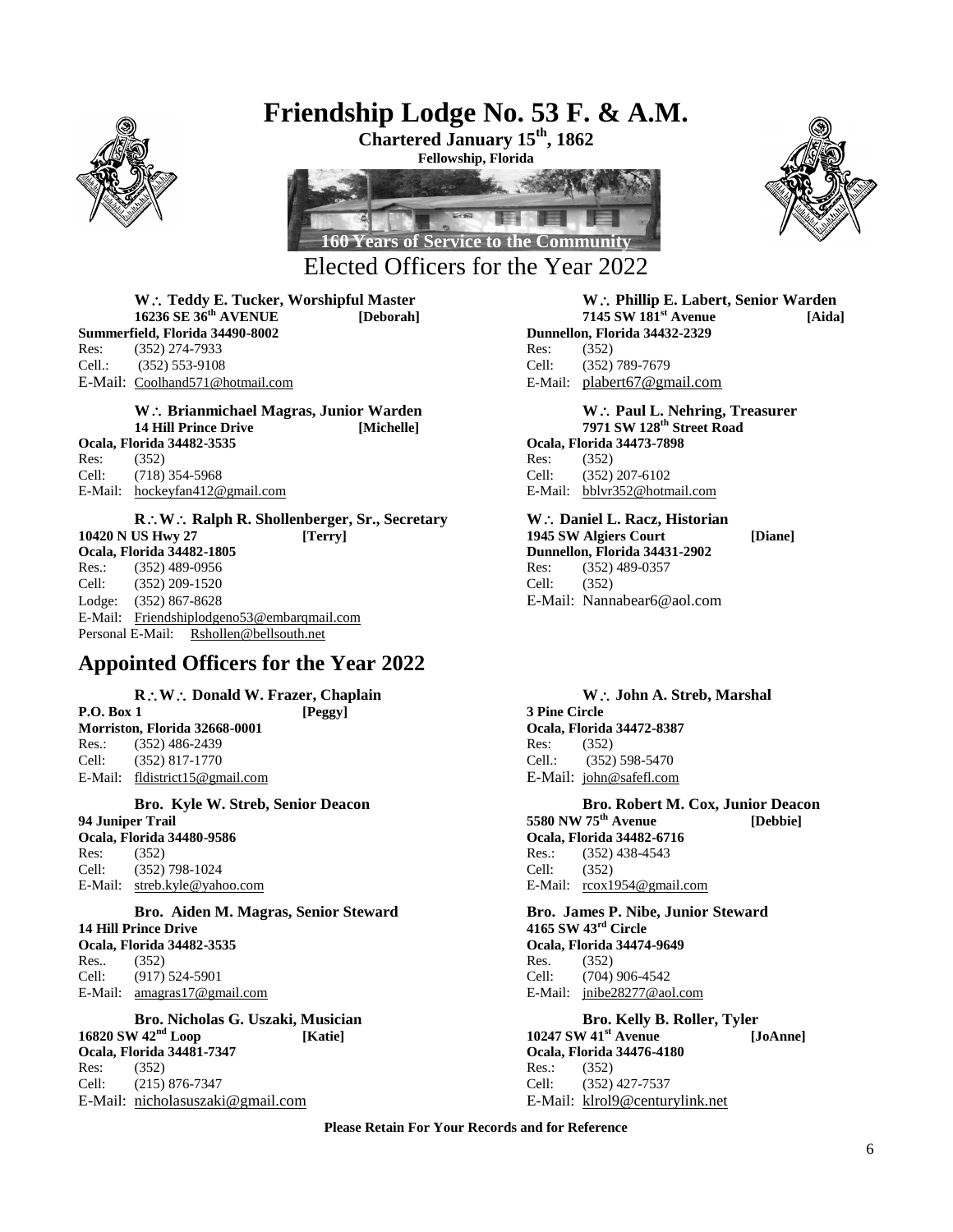# Friendship Lodge No. 53 F. & A.M.

**Chartered January 15th, 1862**

**Fellowship, Florida**

**160 Years of Service to the Community**

## Elected Officers for the Year 2022

**W∴ Teddy E. Tucker, Worshipful Master**
**16236 SE 36th AVENUE [Deborah]**
**Summerfield, Florida 34490-8002**
Res: (352) 274-7933
Cell.: (352) 553-9108
E-Mail: Coolhand571@hotmail.com

**W∴ Phillip E. Labert, Senior Warden**
**7145 SW 181st Avenue [Aida]**
**Dunnellon, Florida 34432-2329**
Res: (352)
Cell: (352) 789-7679
E-Mail: plabert67@gmail.com

**W∴ Brianmichael Magras, Junior Warden**
**14 Hill Prince Drive [Michelle]**
**Ocala, Florida 34482-3535**
Res: (352)
Cell: (718) 354-5968
E-Mail: hockeyfan412@gmail.com

**W∴ Paul L. Nehring, Treasurer**
**7971 SW 128th Street Road**
**Ocala, Florida 34473-7898**
Res: (352)
Cell: (352) 207-6102
E-Mail: bblvr352@hotmail.com

**R∴W∴ Ralph R. Shollenberger, Sr., Secretary**
**10420 N US Hwy 27 [Terry]**
**Ocala, Florida 34482-1805**
Res.: (352) 489-0956
Cell: (352) 209-1520
Lodge: (352) 867-8628
E-Mail: Friendshiplodgeno53@embarqmail.com
Personal E-Mail: Rshollen@bellsouth.net

**W∴ Daniel L. Racz, Historian**
**1945 SW Algiers Court [Diane]**
**Dunnellon, Florida 34431-2902**
Res: (352) 489-0357
Cell: (352)
E-Mail: Nannabear6@aol.com

## Appointed Officers for the Year 2022

**R∴W∴ Donald W. Frazer, Chaplain**
**P.O. Box 1 [Peggy]**
**Morriston, Florida 32668-0001**
Res.: (352) 486-2439
Cell: (352) 817-1770
E-Mail: fldistrict15@gmail.com

**W∴ John A. Streb, Marshal**
**3 Pine Circle**
**Ocala, Florida 34472-8387**
Res: (352)
Cell.: (352) 598-5470
E-Mail: john@safefl.com

**Bro. Kyle W. Streb, Senior Deacon**
**94 Juniper Trail**
**Ocala, Florida 34480-9586**
Res: (352)
Cell: (352) 798-1024
E-Mail: streb.kyle@yahoo.com

**Bro. Robert M. Cox, Junior Deacon**
**5580 NW 75th Avenue [Debbie]**
**Ocala, Florida 34482-6716**
Res.: (352) 438-4543
Cell: (352)
E-Mail: rcox1954@gmail.com

**Bro. Aiden M. Magras, Senior Steward**
**14 Hill Prince Drive**
**Ocala, Florida 34482-3535**
Res.. (352)
Cell: (917) 524-5901
E-Mail: amagras17@gmail.com

**Bro. James P. Nibe, Junior Steward**
**4165 SW 43rd Circle**
**Ocala, Florida 34474-9649**
Res. (352)
Cell: (704) 906-4542
E-Mail: jnibe28277@aol.com

**Bro. Nicholas G. Uszaki, Musician**
**16820 SW 42nd Loop [Katie]**
**Ocala, Florida 34481-7347**
Res: (352)
Cell: (215) 876-7347
E-Mail: nicholasuszaki@gmail.com

**Bro. Kelly B. Roller, Tyler**
**10247 SW 41st Avenue [JoAnne]**
**Ocala, Florida 34476-4180**
Res.: (352)
Cell: (352) 427-7537
E-Mail: klrol9@centurylink.net

**Please Retain For Your Records and for Reference**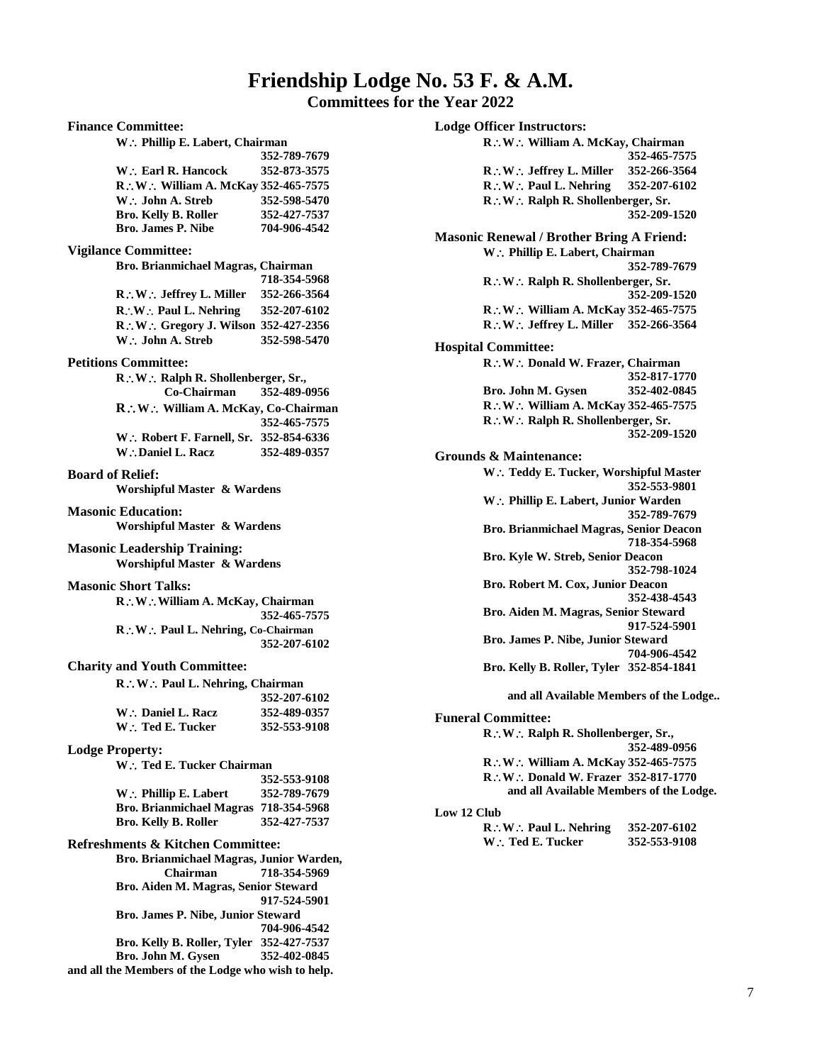# Friendship Lodge No. 53 F. & A.M.

## Committees for the Year 2022

**Finance Committee:**

W∴ Phillip E. Labert, Chairman 352-789-7679
W∴ Earl R. Hancock 352-873-3575
R∴W∴ William A. McKay 352-465-7575
W∴ John A. Streb 352-598-5470
Bro. Kelly B. Roller 352-427-7537
Bro. James P. Nibe 704-906-4542

**Vigilance Committee:**

Bro. Brianmichael Magras, Chairman 718-354-5968
R∴W∴ Jeffrey L. Miller 352-266-3564
R∴W∴ Paul L. Nehring 352-207-6102
R∴W∴ Gregory J. Wilson 352-427-2356
W∴ John A. Streb 352-598-5470

**Petitions Committee:**

R∴W∴ Ralph R. Shollenberger, Sr., Co-Chairman 352-489-0956
R∴W∴ William A. McKay, Co-Chairman 352-465-7575
W∴ Robert F. Farnell, Sr. 352-854-6336
W∴ Daniel L. Racz 352-489-0357

**Board of Relief:**

Worshipful Master & Wardens

**Masonic Education:**

Worshipful Master & Wardens

**Masonic Leadership Training:**

Worshipful Master & Wardens

**Masonic Short Talks:**

R∴W∴ William A. McKay, Chairman 352-465-7575
R∴W∴ Paul L. Nehring, Co-Chairman 352-207-6102

**Charity and Youth Committee:**

R∴W∴ Paul L. Nehring, Chairman 352-207-6102
W∴ Daniel L. Racz 352-489-0357
W∴ Ted E. Tucker 352-553-9108

**Lodge Property:**

W∴ Ted E. Tucker Chairman 352-553-9108
W∴ Phillip E. Labert 352-789-7679
Bro. Brianmichael Magras 718-354-5968
Bro. Kelly B. Roller 352-427-7537

**Refreshments & Kitchen Committee:**

Bro. Brianmichael Magras, Junior Warden, Chairman 718-354-5969
Bro. Aiden M. Magras, Senior Steward 917-524-5901
Bro. James P. Nibe, Junior Steward 704-906-4542
Bro. Kelly B. Roller, Tyler 352-427-7537
Bro. John M. Gysen 352-402-0845
and all the Members of the Lodge who wish to help.

**Lodge Officer Instructors:**

R∴W∴ William A. McKay, Chairman 352-465-7575
R∴W∴ Jeffrey L. Miller 352-266-3564
R∴W∴ Paul L. Nehring 352-207-6102
R∴W∴ Ralph R. Shollenberger, Sr. 352-209-1520

**Masonic Renewal / Brother Bring A Friend:**

W∴ Phillip E. Labert, Chairman 352-789-7679
R∴W∴ Ralph R. Shollenberger, Sr. 352-209-1520
R∴W∴ William A. McKay 352-465-7575
R∴W∴ Jeffrey L. Miller 352-266-3564

**Hospital Committee:**

R∴W∴ Donald W. Frazer, Chairman 352-817-1770
Bro. John M. Gysen 352-402-0845
R∴W∴ William A. McKay 352-465-7575
R∴W∴ Ralph R. Shollenberger, Sr. 352-209-1520

**Grounds & Maintenance:**

W∴ Teddy E. Tucker, Worshipful Master 352-553-9801
W∴ Phillip E. Labert, Junior Warden 352-789-7679
Bro. Brianmichael Magras, Senior Deacon 718-354-5968
Bro. Kyle W. Streb, Senior Deacon 352-798-1024
Bro. Robert M. Cox, Junior Deacon 352-438-4543
Bro. Aiden M. Magras, Senior Steward 917-524-5901
Bro. James P. Nibe, Junior Steward 704-906-4542
Bro. Kelly B. Roller, Tyler 352-854-1841

and all Available Members of the Lodge..

**Funeral Committee:**

R∴W∴ Ralph R. Shollenberger, Sr., 352-489-0956
R∴W∴ William A. McKay 352-465-7575
R∴W∴ Donald W. Frazer 352-817-1770
and all Available Members of the Lodge.

**Low 12 Club**

R∴W∴ Paul L. Nehring 352-207-6102
W∴ Ted E. Tucker 352-553-9108